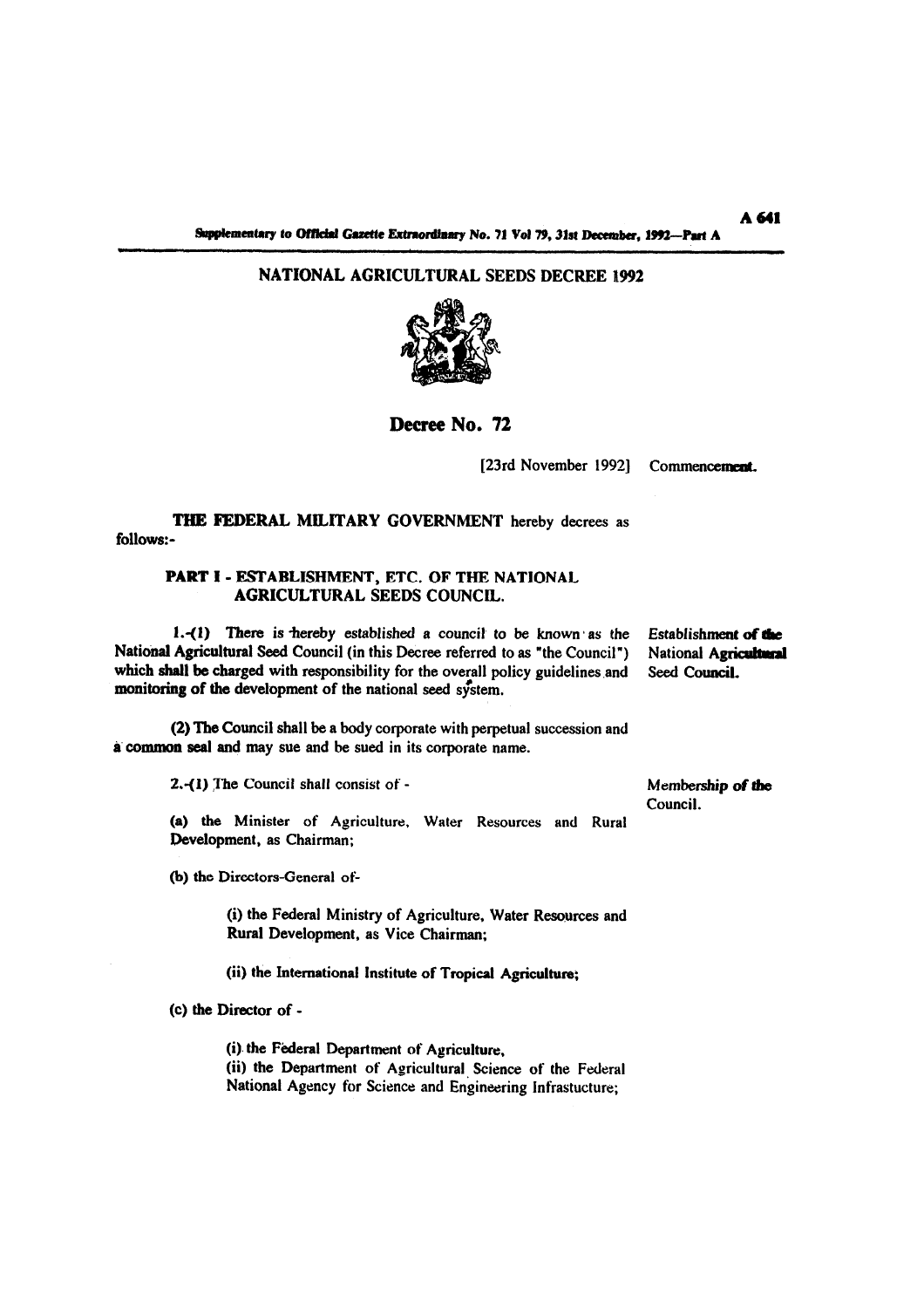# NATIONAL AGRICULTURAL SEEDS DECREE 1992

## Decree No. 72

[23rd November 1992] Commencement.

**THE FEDERAL MILITARY GOVERNMENT** hereby decrees as follows:-

### PART I - ESTABLISHMENT, ETC. OF THE NATIONAL AGRICULTURAL SEEDS COUNCIL.

*Establishment of the National Agricultural Seed Council.*

1.-(1) There is hereby established a council to be known as the National Agricultural Seed Council (in this Decree referred to as "the Council") which shall be charged with responsibility for the overall policy guidelines and monitoring of the development of the national seed system.

(2) The Council shall be a body corporate with perpetual succession and a common seal and may sue and be sued in its corporate name.

*Membership of the Council.*

2.-(1) The Council shall consist of -

(a) the Minister of Agriculture, Water Resources and Rural Development, as Chairman;

(b) the Directors-General of-

(i) the Federal Ministry of Agriculture, Water Resources and Rural Development, as Vice Chairman;

(ii) the International Institute of Tropical Agriculture;

(c) the Director of -

(i) the Federal Department of Agriculture,

(ii) the Department of Agricultural Science of the Federal National Agency for Science and Engineering Infrastucture;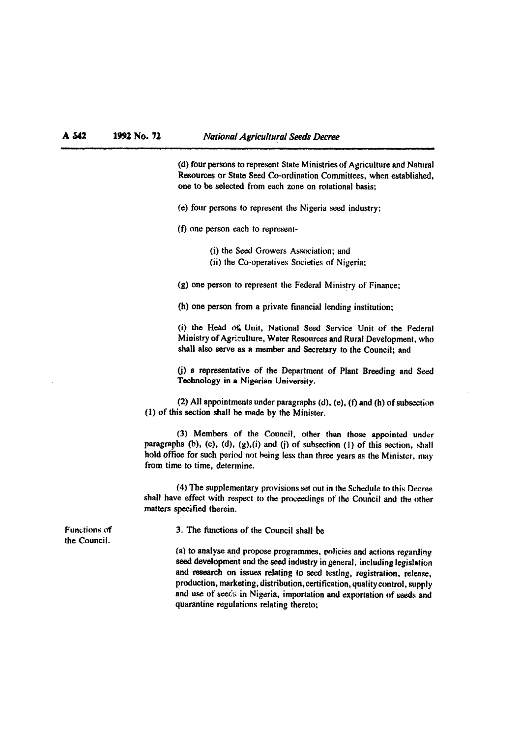(d) four persons to represent State Ministries of Agriculture and Natural Resources or State Seed Co-ordination Committees, when established, one to be selected from each zone on rotational basis;

(e) four persons to represent the Nigeria seed industry;

(f) one person each to represent-

(i) the Seed Growers Association; and
(ii) the Co-operatives Societies of Nigeria;

(g) one person to represent the Federal Ministry of Finance;

(h) one person from a private financial lending institution;

(i) the Head of Unit, National Seed Service Unit of the Federal Ministry of Agriculture, Water Resources and Rural Development, who shall also serve as a member and Secretary to the Council; and

(j) a representative of the Department of Plant Breeding and Seed Technology in a Nigerian University.

(2) All appointments under paragraphs (d), (e), (f) and (h) of subsection (1) of this section shall be made by the Minister.

(3) Members of the Council, other than those appointed under paragraphs (b), (c), (d), (g),(i) and (j) of subsection (1) of this section, shall hold office for such period not being less than three years as the Minister, may from time to time, determine.

(4) The supplementary provisions set out in the Schedule to this Decree shall have effect with respect to the proceedings of the Council and the other matters specified therein.

Functions of the Council.

3. The functions of the Council shall be

(a) to analyse and propose programmes, policies and actions regarding seed development and the seed industry in general, including legislation and research on issues relating to seed testing, registration, release, production, marketing, distribution, certification, quality control, supply and use of seeds in Nigeria, importation and exportation of seeds and quarantine regulations relating thereto;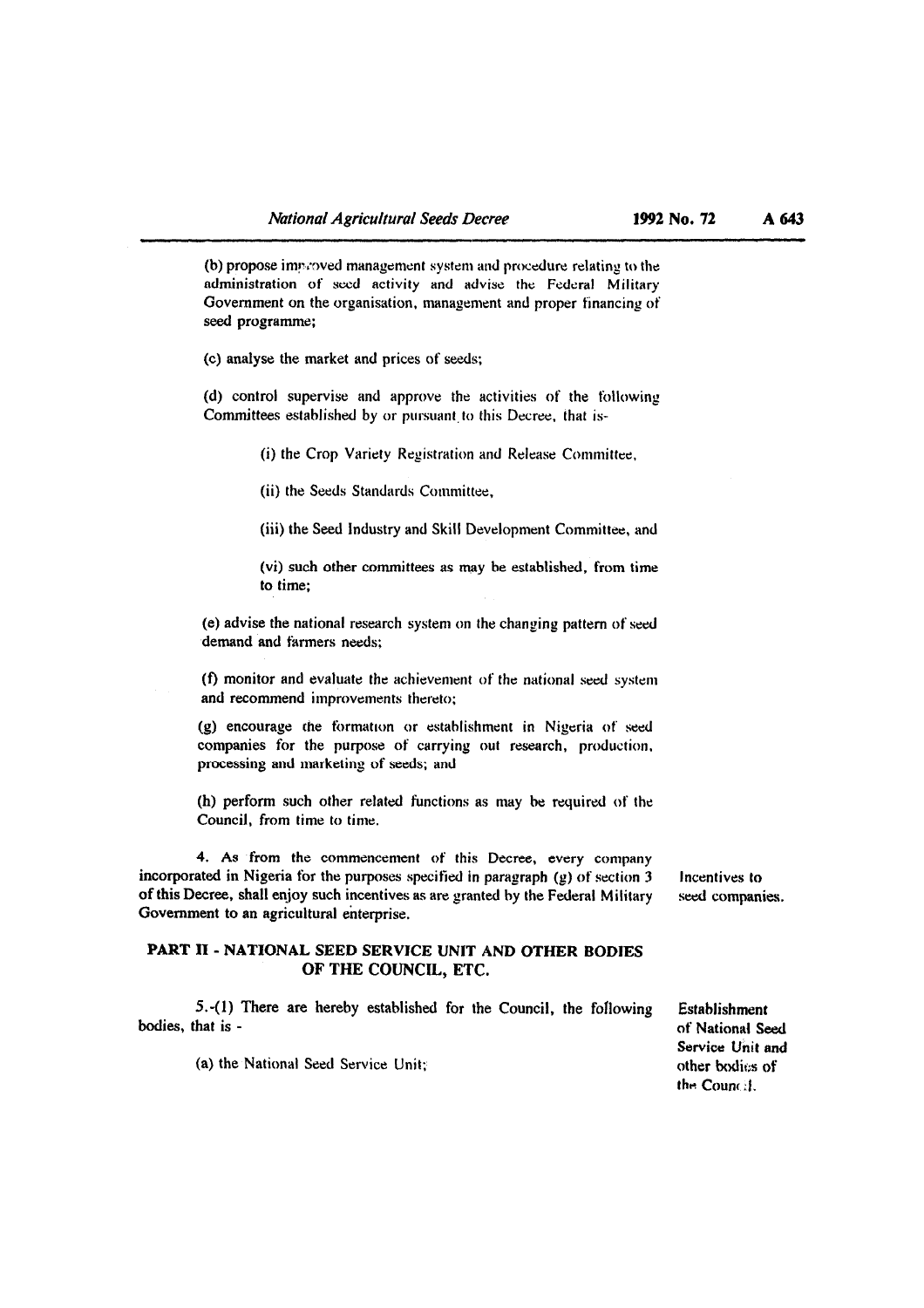(b) propose improved management system and procedure relating to the administration of seed activity and advise the Federal Military Government on the organisation, management and proper financing of seed programme;

(c) analyse the market and prices of seeds;

(d) control supervise and approve the activities of the following Committees established by or pursuant to this Decree, that is-

(i) the Crop Variety Registration and Release Committee,

(ii) the Seeds Standards Committee,

(iii) the Seed Industry and Skill Development Committee, and

(vi) such other committees as may be established, from time to time;

(e) advise the national research system on the changing pattern of seed demand and farmers needs;

(f) monitor and evaluate the achievement of the national seed system and recommend improvements thereto;

(g) encourage the formation or establishment in Nigeria of seed companies for the purpose of carrying out research, production, processing and marketing of seeds; and

(h) perform such other related functions as may be required of the Council, from time to time.

*Incentives to seed companies.*

4. As from the commencement of this Decree, every company incorporated in Nigeria for the purposes specified in paragraph (g) of section 3 of this Decree, shall enjoy such incentives as are granted by the Federal Military Government to an agricultural enterprise.

## PART II - NATIONAL SEED SERVICE UNIT AND OTHER BODIES OF THE COUNCIL, ETC.

*Establishment of National Seed Service Unit and other bodies of the Council.*

5.-(1) There are hereby established for the Council, the following bodies, that is -

(a) the National Seed Service Unit;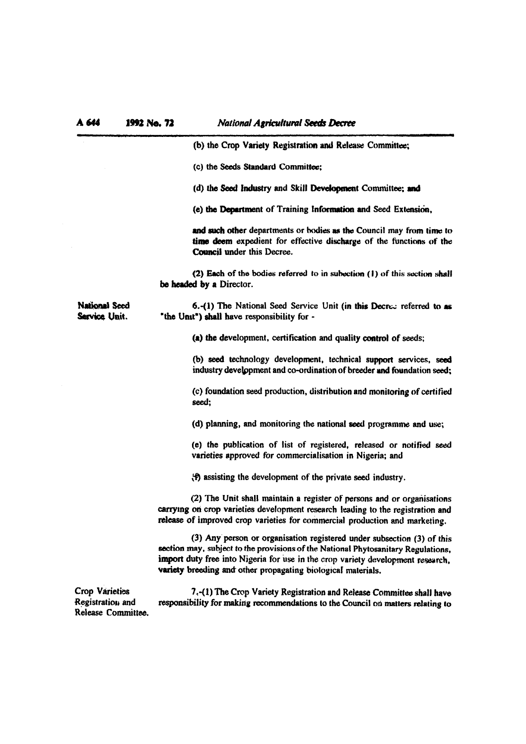(b) the Crop Variety Registration and Release Committee;

(c) the Seeds Standard Committee;

(d) the Seed Industry and Skill Development Committee; and

(e) the Department of Training Information and Seed Extension,

and such other departments or bodies as the Council may from time to time deem expedient for effective discharge of the functions of the Council under this Decree.

(2) Each of the bodies referred to in subsection (1) of this section shall be headed by a Director.

**National Seed Service Unit.**

6.-(1) The National Seed Service Unit (in this Decree referred to as "the Unit") shall have responsibility for -

(a) the development, certification and quality control of seeds;

(b) seed technology development, technical support services, seed industry development and co-ordination of breeder and foundation seed;

(c) foundation seed production, distribution and monitoring of certified seed;

(d) planning, and monitoring the national seed programme and use;

(e) the publication of list of registered, released or notified seed varieties approved for commercialisation in Nigeria; and

(f) assisting the development of the private seed industry.

(2) The Unit shall maintain a register of persons and or organisations carrying on crop varieties development research leading to the registration and release of improved crop varieties for commercial production and marketing.

(3) Any person or organisation registered under subsection (3) of this section may, subject to the provisions of the National Phytosanitary Regulations, import duty free into Nigeria for use in the crop variety development research, variety breeding and other propagating biological materials.

**Crop Varieties Registration and Release Committee.**

7.-(1) The Crop Variety Registration and Release Committee shall have responsibility for making recommendations to the Council on matters relating to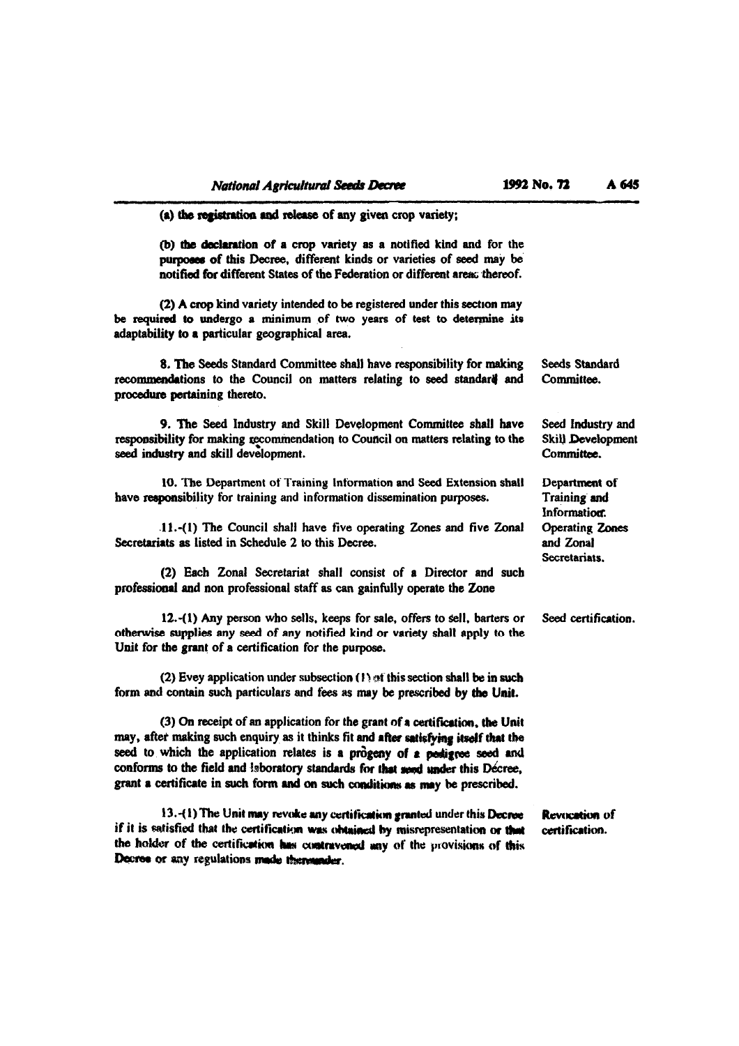(a) the registration and release of any given crop variety;

(b) the declaration of a crop variety as a notified kind and for the purposes of this Decree, different kinds or varieties of seed may be notified for different States of the Federation or different areas thereof.

(2) A crop kind variety intended to be registered under this section may be required to undergo a minimum of two years of test to determine its adaptability to a particular geographical area.

**Seeds Standard Committee.**

8. The Seeds Standard Committee shall have responsibility for making recommendations to the Council on matters relating to seed standard and procedure pertaining thereto.

**Seed Industry and Skill Development Committee.**

9. The Seed Industry and Skill Development Committee shall have responsibility for making recommendation to Council on matters relating to the seed industry and skill development.

**Department of Training and Information.**

10. The Department of Training Information and Seed Extension shall have responsibility for training and information dissemination purposes.

**Operating Zones and Zonal Secretariats.**

11.-(1) The Council shall have five operating Zones and five Zonal Secretariats as listed in Schedule 2 to this Decree.

(2) Each Zonal Secretariat shall consist of a Director and such professional and non professional staff as can gainfully operate the Zone

**Seed certification.**

12.-(1) Any person who sells, keeps for sale, offers to sell, barters or otherwise supplies any seed of any notified kind or variety shall apply to the Unit for the grant of a certification for the purpose.

(2) Evey application under subsection (1) of this section shall be in such form and contain such particulars and fees as may be prescribed by the Unit.

(3) On receipt of an application for the grant of a certification, the Unit may, after making such enquiry as it thinks fit and after satisfying itself that the seed to which the application relates is a progeny of a pedigree seed and conforms to the field and laboratory standards for that seed under this Decree, grant a certificate in such form and on such conditions as may be prescribed.

**Revocation of certification.**

13.-(1) The Unit may revoke any certification granted under this Decree if it is satisfied that the certification was obtained by misrepresentation or that the holder of the certification has contravened any of the provisions of this Decree or any regulations made thereunder.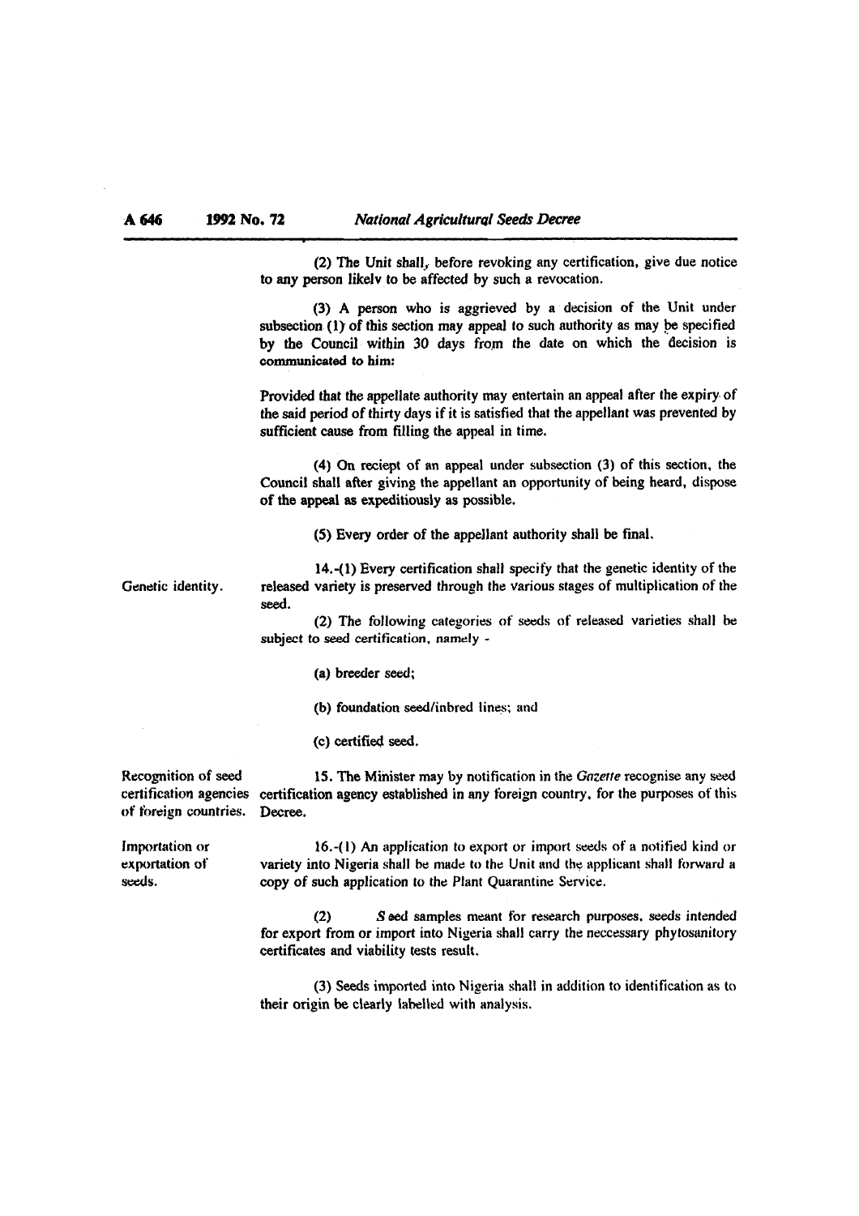(2) The Unit shall, before revoking any certification, give due notice to any person likelv to be affected by such a revocation.

(3) A person who is aggrieved by a decision of the Unit under subsection (1) of this section may appeal to such authority as may be specified by the Council within 30 days from the date on which the decision is communicated to him:

Provided that the appellate authority may entertain an appeal after the expiry of the said period of thirty days if it is satisfied that the appellant was prevented by sufficient cause from filling the appeal in time.

(4) On reciept of an appeal under subsection (3) of this section, the Council shall after giving the appellant an opportunity of being heard, dispose of the appeal as expeditiously as possible.

(5) Every order of the appellant authority shall be final.

Genetic identity.

14.-(1) Every certification shall specify that the genetic identity of the released variety is preserved through the various stages of multiplication of the seed.

(2) The following categories of seeds of released varieties shall be subject to seed certification, namely -

(a) breeder seed;

(b) foundation seed/inbred lines; and

(c) certified seed.

Recognition of seed certification agencies of foreign countries.

15. The Minister may by notification in the *Gazette* recognise any seed certification agency established in any foreign country, for the purposes of this Decree.

Importation or exportation of seeds.

16.-(1) An application to export or import seeds of a notified kind or variety into Nigeria shall be made to the Unit and the applicant shall forward a copy of such application to the Plant Quarantine Service.

(2) Seed samples meant for research purposes, seeds intended for export from or import into Nigeria shall carry the neccessary phytosanitory certificates and viability tests result.

(3) Seeds imported into Nigeria shall in addition to identification as to their origin be clearly labelled with analysis.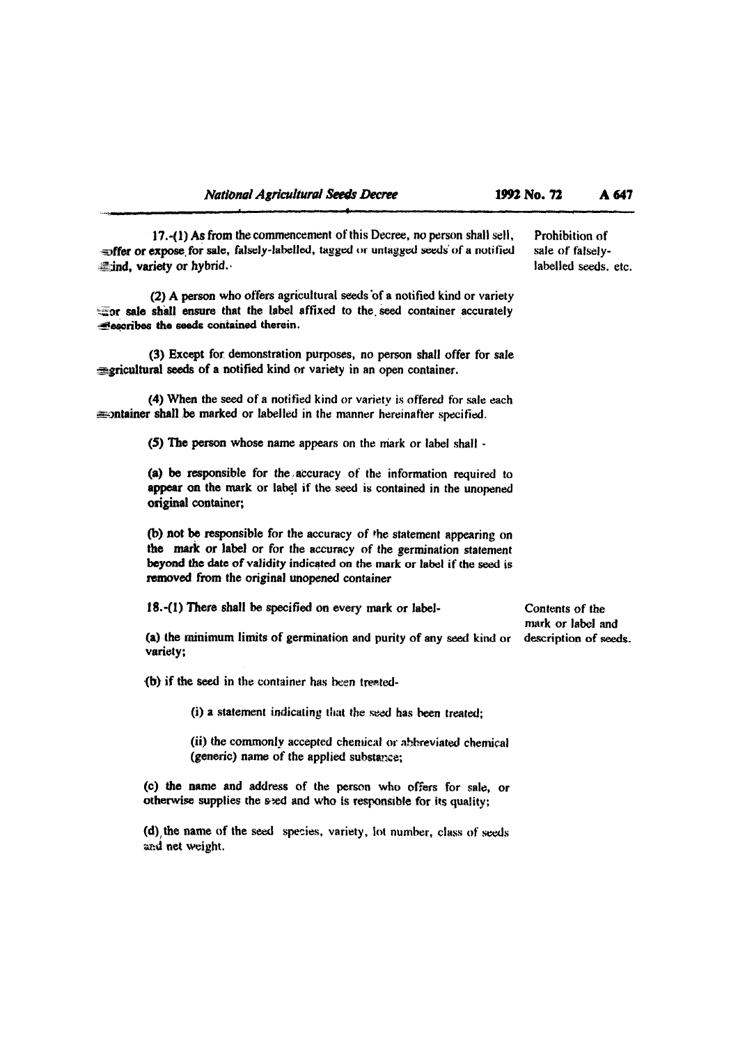17.-(1) As from the commencement of this Decree, no person shall sell, offer or expose for sale, falsely-labelled, tagged or untagged seeds of a notified kind, variety or hybrid.

Prohibition of sale of falsely-labelled seeds. etc.

(2) A person who offers agricultural seeds of a notified kind or variety for sale shall ensure that the label affixed to the seed container accurately describes the seeds contained therein.

(3) Except for demonstration purposes, no person shall offer for sale agricultural seeds of a notified kind or variety in an open container.

(4) When the seed of a notified kind or variety is offered for sale each container shall be marked or labelled in the manner hereinafter specified.

(5) The person whose name appears on the mark or label shall -

(a) be responsible for the accuracy of the information required to appear on the mark or label if the seed is contained in the unopened original container;

(b) not be responsible for the accuracy of the statement appearing on the mark or label or for the accuracy of the germination statement beyond the date of validity indicated on the mark or label if the seed is removed from the original unopened container

18.-(1) There shall be specified on every mark or label-

Contents of the mark or label and description of seeds.

(a) the minimum limits of germination and purity of any seed kind or variety;

(b) if the seed in the container has been treated-

(i) a statement indicating that the seed has been treated;

(ii) the commonly accepted chemical or abbreviated chemical (generic) name of the applied substance;

(c) the name and address of the person who offers for sale, or otherwise supplies the seed and who is responsible for its quality;

(d) the name of the seed species, variety, lot number, class of seeds and net weight.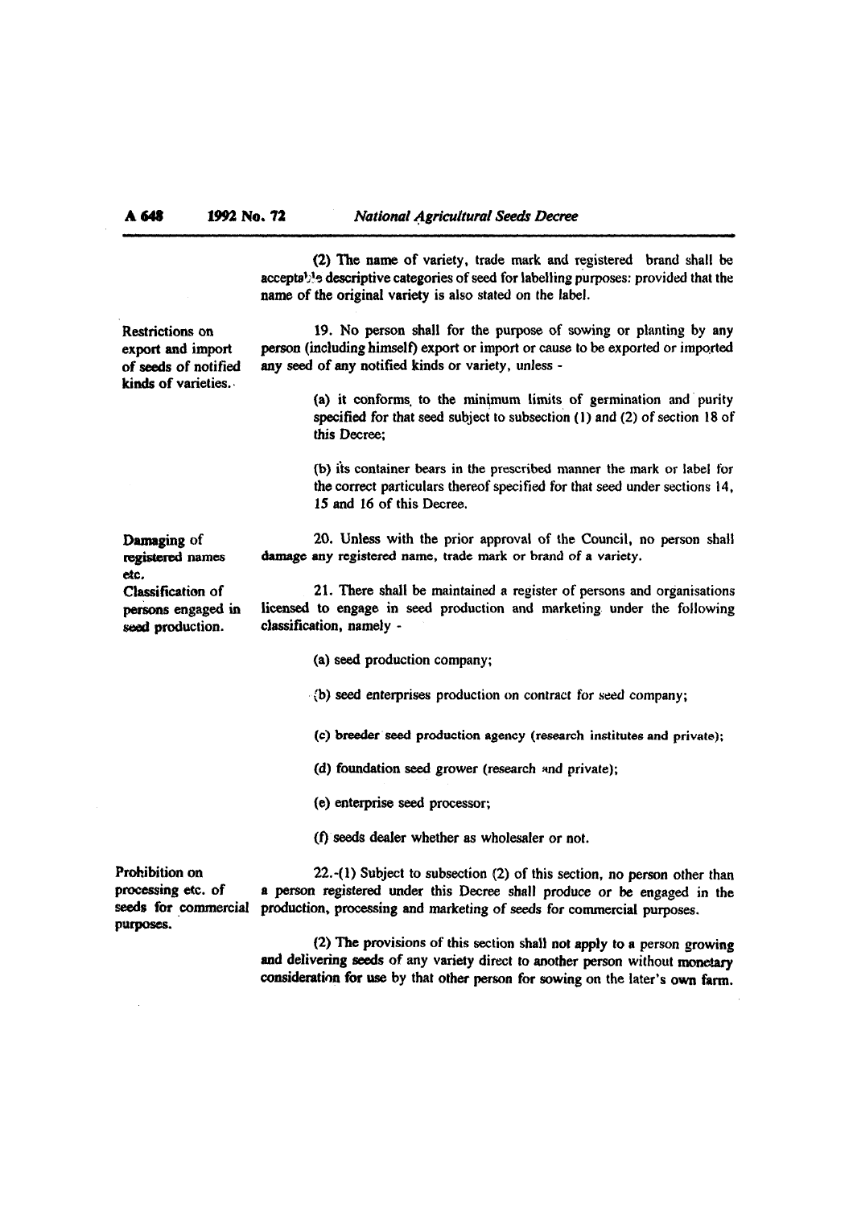(2) The name of variety, trade mark and registered brand shall be acceptable descriptive categories of seed for labelling purposes: provided that the name of the original variety is also stated on the label.

**Restrictions on export and import of seeds of notified kinds of varieties.**

19. No person shall for the purpose of sowing or planting by any person (including himself) export or import or cause to be exported or imported any seed of any notified kinds or variety, unless -

(a) it conforms to the minimum limits of germination and purity specified for that seed subject to subsection (1) and (2) of section 18 of this Decree;

(b) its container bears in the prescribed manner the mark or label for the correct particulars thereof specified for that seed under sections 14, 15 and 16 of this Decree.

**Damaging of registered names etc.**

20. Unless with the prior approval of the Council, no person shall damage any registered name, trade mark or brand of a variety.

**Classification of persons engaged in seed production.**

21. There shall be maintained a register of persons and organisations licensed to engage in seed production and marketing under the following classification, namely -

(a) seed production company;

(b) seed enterprises production on contract for seed company;

(c) breeder seed production agency (research institutes and private);

(d) foundation seed grower (research and private);

(e) enterprise seed processor;

(f) seeds dealer whether as wholesaler or not.

**Prohibition on processing etc. of seeds for commercial purposes.**

22.-(1) Subject to subsection (2) of this section, no person other than a person registered under this Decree shall produce or be engaged in the production, processing and marketing of seeds for commercial purposes.

(2) The provisions of this section shall not apply to a person growing and delivering seeds of any variety direct to another person without monetary consideration for use by that other person for sowing on the later's own farm.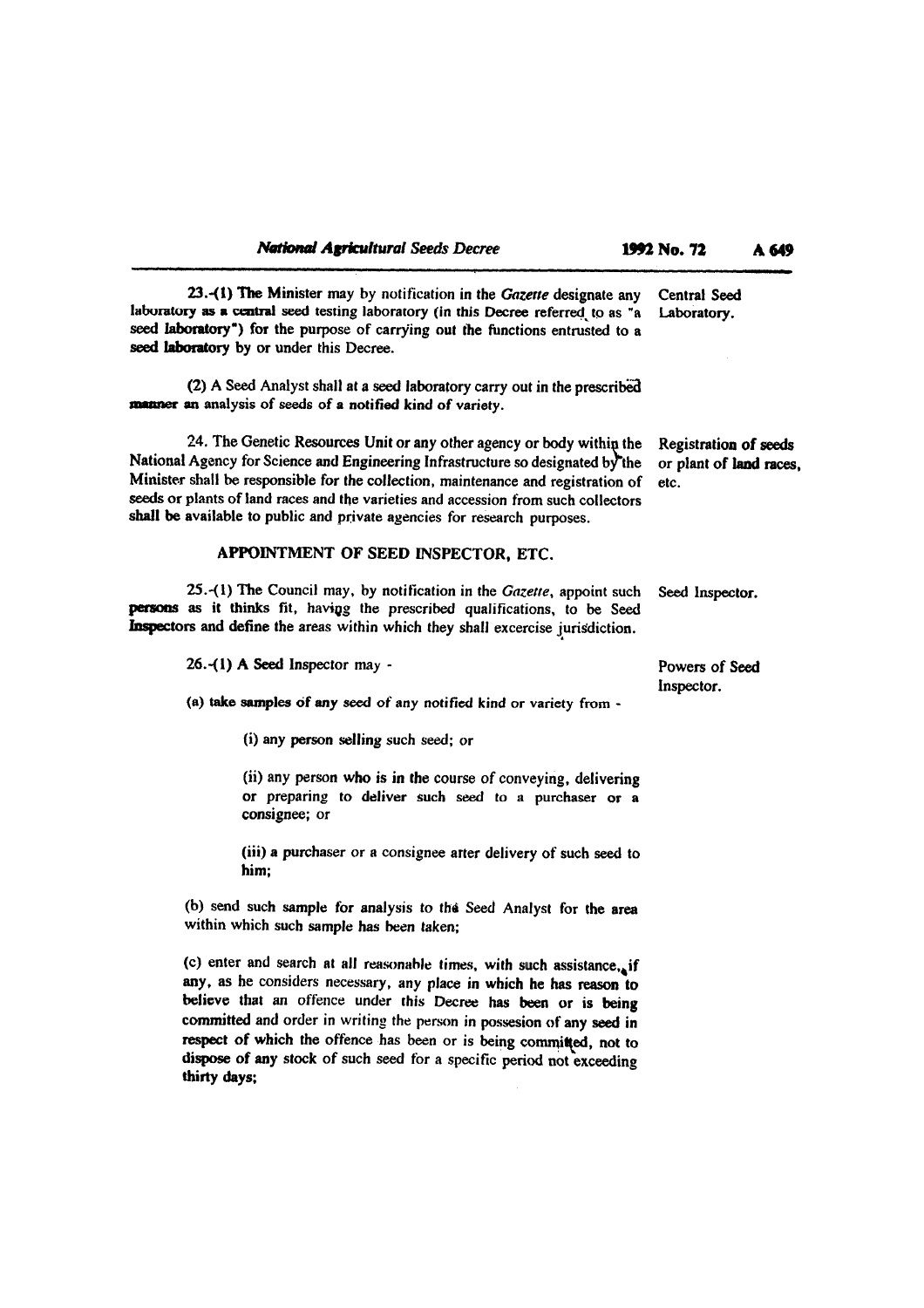23.-(1) The Minister may by notification in the *Gazette* designate any laboratory as a central seed testing laboratory (in this Decree referred to as "a seed laboratory") for the purpose of carrying out the functions entrusted to a seed laboratory by or under this Decree.

**Central Seed Laboratory.**

(2) A Seed Analyst shall at a seed laboratory carry out in the prescribed manner an analysis of seeds of a notified kind of variety.

24. The Genetic Resources Unit or any other agency or body within the National Agency for Science and Engineering Infrastructure so designated by the Minister shall be responsible for the collection, maintenance and registration of seeds or plants of land races and the varieties and accession from such collectors shall be available to public and private agencies for research purposes.

**Registration of seeds or plant of land races, etc.**

## APPOINTMENT OF SEED INSPECTOR, ETC.

25.-(1) The Council may, by notification in the *Gazette*, appoint such persons as it thinks fit, having the prescribed qualifications, to be Seed Inspectors and define the areas within which they shall excercise jurisdiction.

**Seed Inspector.**

26.-(1) A Seed Inspector may -

**Powers of Seed Inspector.**

(a) take samples of any seed of any notified kind or variety from -

(i) any person selling such seed; or

(ii) any person who is in the course of conveying, delivering or preparing to deliver such seed to a purchaser or a consignee; or

(iii) a purchaser or a consignee after delivery of such seed to him;

(b) send such sample for analysis to the Seed Analyst for the area within which such sample has been taken;

(c) enter and search at all reasonable times, with such assistance, if any, as he considers necessary, any place in which he has reason to believe that an offence under this Decree has been or is being committed and order in writing the person in possesion of any seed in respect of which the offence has been or is being committed, not to dispose of any stock of such seed for a specific period not exceeding thirty days;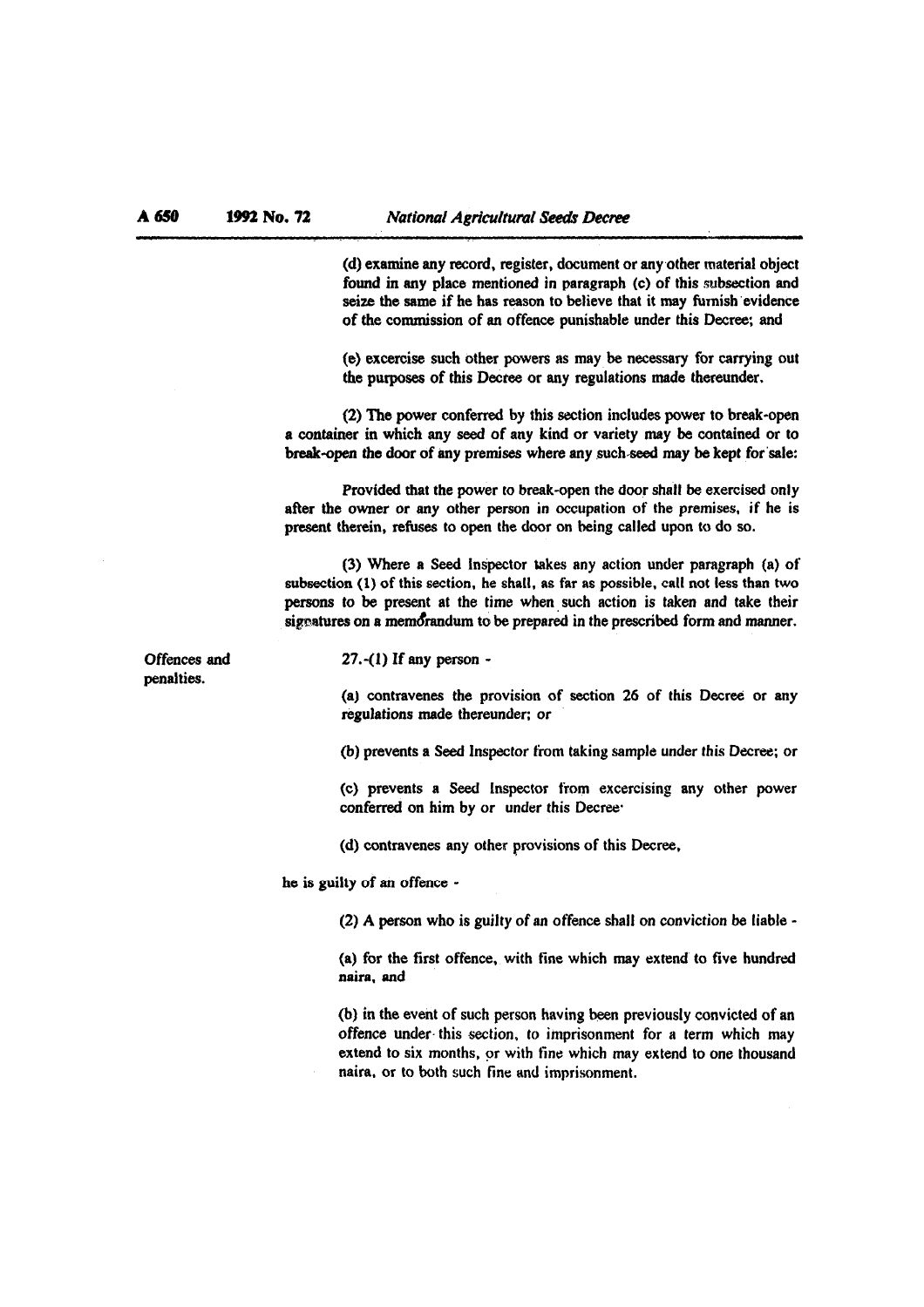(d) examine any record, register, document or any other material object found in any place mentioned in paragraph (c) of this subsection and seize the same if he has reason to believe that it may furnish evidence of the commission of an offence punishable under this Decree; and

(e) excercise such other powers as may be necessary for carrying out the purposes of this Decree or any regulations made thereunder.

(2) The power conferred by this section includes power to break-open a container in which any seed of any kind or variety may be contained or to break-open the door of any premises where any such seed may be kept for sale:

Provided that the power to break-open the door shall be exercised only after the owner or any other person in occupation of the premises, if he is present therein, refuses to open the door on being called upon to do so.

(3) Where a Seed Inspector takes any action under paragraph (a) of subsection (1) of this section, he shall, as far as possible, call not less than two persons to be present at the time when such action is taken and take their signatures on a memorandum to be prepared in the prescribed form and manner.

**Offences and penalties.**

27.-(1) If any person -

(a) contravenes the provision of section 26 of this Decree or any regulations made thereunder; or

(b) prevents a Seed Inspector from taking sample under this Decree; or

(c) prevents a Seed Inspector from excercising any other power conferred on him by or under this Decree·

(d) contravenes any other provisions of this Decree,

he is guilty of an offence -

(2) A person who is guilty of an offence shall on conviction be liable -

(a) for the first offence, with fine which may extend to five hundred naira, and

(b) in the event of such person having been previously convicted of an offence under this section, to imprisonment for a term which may extend to six months, or with fine which may extend to one thousand naira, or to both such fine and imprisonment.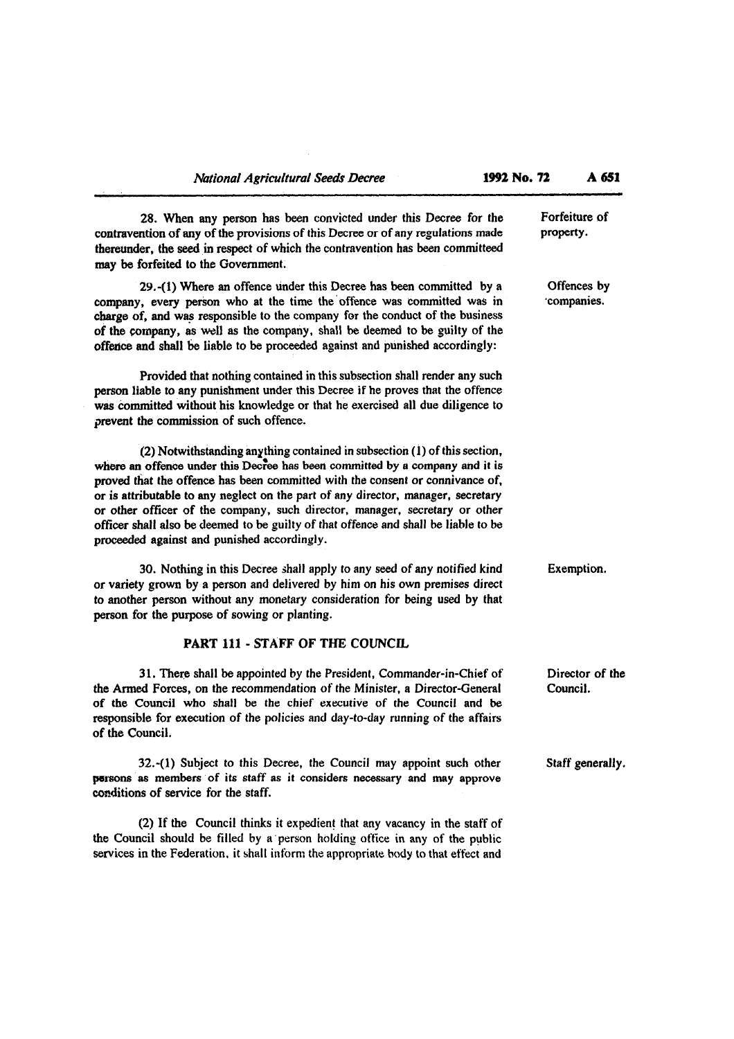28. When any person has been convicted under this Decree for the contravention of any of the provisions of this Decree or of any regulations made thereunder, the seed in respect of which the contravention has been committeed may be forfeited to the Government.

Forfeiture of property.

29.-(1) Where an offence under this Decree has been committed by a company, every person who at the time the offence was committed was in charge of, and was responsible to the company for the conduct of the business of the company, as well as the company, shall be deemed to be guilty of the offence and shall be liable to be proceeded against and punished accordingly:

Offences by companies.

Provided that nothing contained in this subsection shall render any such person liable to any punishment under this Decree if he proves that the offence was committed without his knowledge or that he exercised all due diligence to prevent the commission of such offence.

(2) Notwithstanding anything contained in subsection (1) of this section, where an offence under this Decree has been committed by a company and it is proved that the offence has been committed with the consent or connivance of, or is attributable to any neglect on the part of any director, manager, secretary or other officer of the company, such director, manager, secretary or other officer shall also be deemed to be guilty of that offence and shall be liable to be proceeded against and punished accordingly.

30. Nothing in this Decree shall apply to any seed of any notified kind or variety grown by a person and delivered by him on his own premises direct to another person without any monetary consideration for being used by that person for the purpose of sowing or planting.

Exemption.

## PART 111 - STAFF OF THE COUNCIL

31. There shall be appointed by the President, Commander-in-Chief of the Armed Forces, on the recommendation of the Minister, a Director-General of the Council who shall be the chief executive of the Council and be responsible for execution of the policies and day-to-day running of the affairs of the Council.

Director of the Council.

32.-(1) Subject to this Decree, the Council may appoint such other persons as members of its staff as it considers necessary and may approve conditions of service for the staff.

Staff generally.

(2) If the Council thinks it expedient that any vacancy in the staff of the Council should be filled by a person holding office in any of the public services in the Federation, it shall inform the appropriate body to that effect and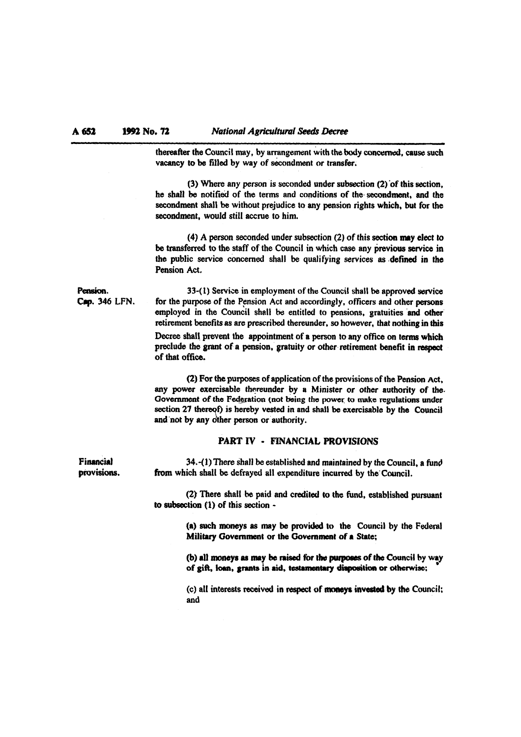thereafter the Council may, by arrangement with the body concerned, cause such vacancy to be filled by way of secondment or transfer.

(3) Where any person is seconded under subsection (2) of this section, he shall be notified of the terms and conditions of the secondment, and the secondment shall be without prejudice to any pension rights which, but for the secondment, would still accrue to him.

(4) A person seconded under subsection (2) of this section may elect to be transferred to the staff of the Council in which case any previous service in the public service concerned shall be qualifying services as defined in the Pension Act.

Pension.
Cap. 346 LFN.

33-(1) Service in employment of the Council shall be approved service for the purpose of the Pension Act and accordingly, officers and other persons employed in the Council shall be entitled to pensions, gratuities and other retirement benefits as are prescribed thereunder, so however, that nothing in this Decree shall prevent the appointment of a person to any office on terms which preclude the grant of a pension, gratuity or other retirement benefit in respect of that office.

(2) For the purposes of application of the provisions of the Pension Act, any power exercisable thereunder by a Minister or other authority of the Government of the Federation (not being the power to make regulations under section 27 thereof) is hereby vested in and shall be exercisable by the Council and not by any other person or authority.

## PART IV - FINANCIAL PROVISIONS

Financial provisions.

34.-(1) There shall be established and maintained by the Council, a fund from which shall be defrayed all expenditure incurred by the Council.

(2) There shall be paid and credited to the fund, established pursuant to subsection (1) of this section -

(a) such moneys as may be provided to the Council by the Federal Military Government or the Government of a State;

(b) all moneys as may be raised for the purposes of the Council by way of gift, loan, grants in aid, testamentary disposition or otherwise;

(c) all interests received in respect of moneys invested by the Council; and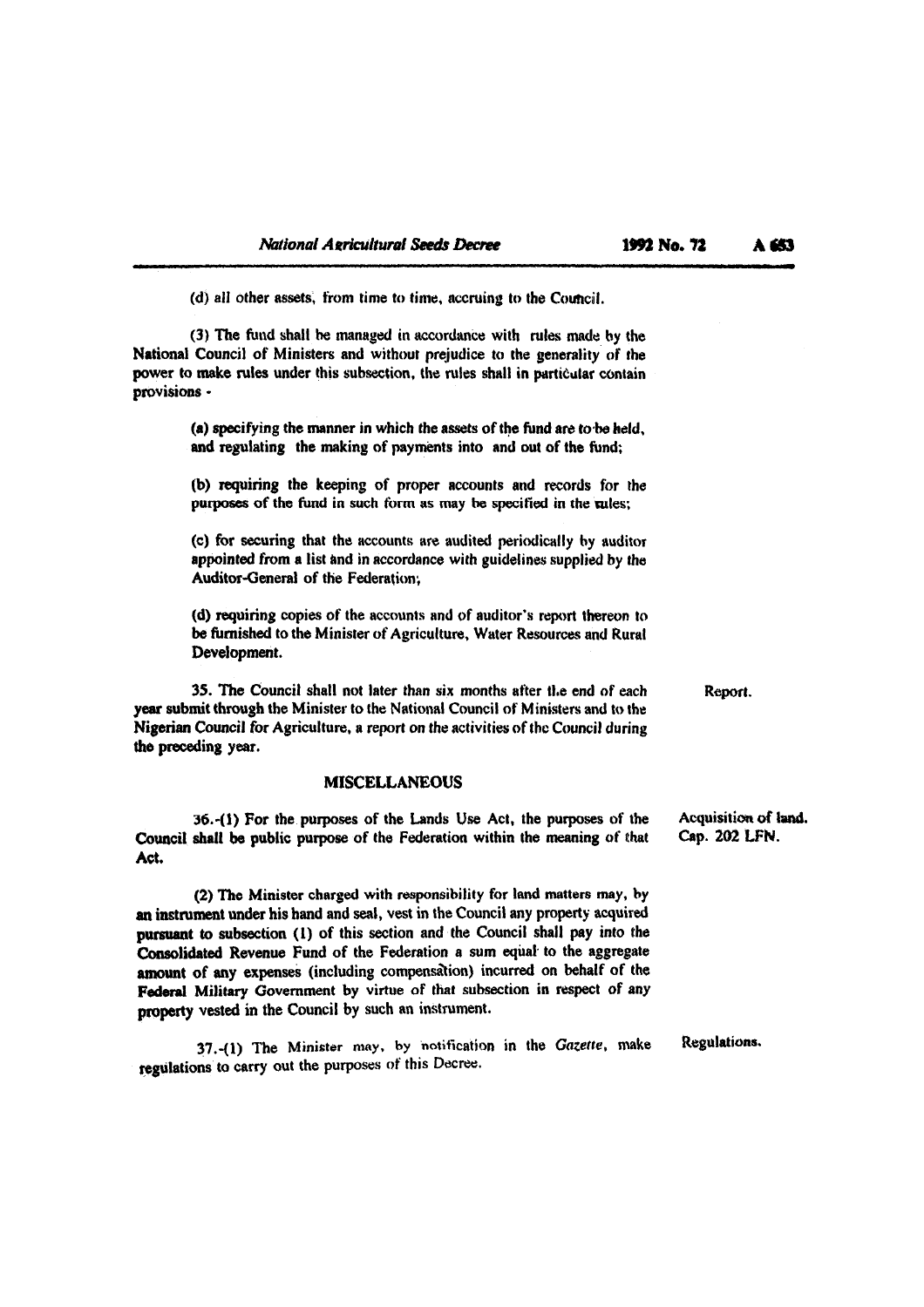(d) all other assets, from time to time, accruing to the Council.

(3) The fund shall be managed in accordance with rules made by the National Council of Ministers and without prejudice to the generality of the power to make rules under this subsection, the rules shall in particular contain provisions -

(a) specifying the manner in which the assets of the fund are to be held, and regulating the making of payments into and out of the fund;

(b) requiring the keeping of proper accounts and records for the purposes of the fund in such form as may be specified in the rules;

(c) for securing that the accounts are audited periodically by auditor appointed from a list and in accordance with guidelines supplied by the Auditor-General of the Federation;

(d) requiring copies of the accounts and of auditor's report thereon to be furnished to the Minister of Agriculture, Water Resources and Rural Development.

Report.

35. The Council shall not later than six months after the end of each year submit through the Minister to the National Council of Ministers and to the Nigerian Council for Agriculture, a report on the activities of the Council during the preceding year.

## MISCELLANEOUS

Acquisition of land. Cap. 202 LFN.

36.-(1) For the purposes of the Lands Use Act, the purposes of the Council shall be public purpose of the Federation within the meaning of that Act.

(2) The Minister charged with responsibility for land matters may, by an instrument under his hand and seal, vest in the Council any property acquired pursuant to subsection (1) of this section and the Council shall pay into the Consolidated Revenue Fund of the Federation a sum equal to the aggregate amount of any expenses (including compensation) incurred on behalf of the Federal Military Government by virtue of that subsection in respect of any property vested in the Council by such an instrument.

Regulations.

37.-(1) The Minister may, by notification in the *Gazette*, make regulations to carry out the purposes of this Decree.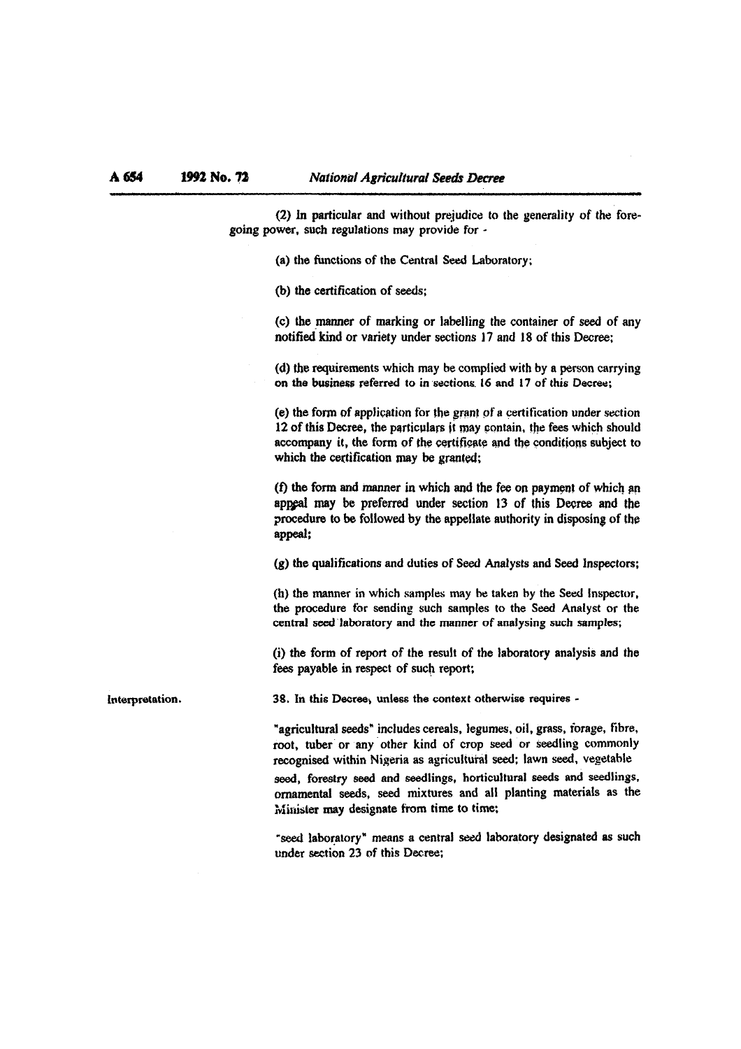(2) In particular and without prejudice to the generality of the foregoing power, such regulations may provide for -

(a) the functions of the Central Seed Laboratory;

(b) the certification of seeds;

(c) the manner of marking or labelling the container of seed of any notified kind or variety under sections 17 and 18 of this Decree;

(d) the requirements which may be complied with by a person carrying on the business referred to in sections 16 and 17 of this Decree;

(e) the form of application for the grant of a certification under section 12 of this Decree, the particulars it may contain, the fees which should accompany it, the form of the certificate and the conditions subject to which the certification may be granted;

(f) the form and manner in which and the fee on payment of which an appeal may be preferred under section 13 of this Decree and the procedure to be followed by the appellate authority in disposing of the appeal;

(g) the qualifications and duties of Seed Analysts and Seed Inspectors;

(h) the manner in which samples may be taken by the Seed Inspector, the procedure for sending such samples to the Seed Analyst or the central seed laboratory and the manner of analysing such samples;

(i) the form of report of the result of the laboratory analysis and the fees payable in respect of such report;

Interpretation.

38. In this Decree, unless the context otherwise requires -

"agricultural seeds" includes cereals, legumes, oil, grass, forage, fibre, root, tuber or any other kind of crop seed or seedling commonly recognised within Nigeria as agricultural seed; lawn seed, vegetable seed, forestry seed and seedlings, horticultural seeds and seedlings, ornamental seeds, seed mixtures and all planting materials as the Minister may designate from time to time;

"seed laboratory" means a central seed laboratory designated as such under section 23 of this Decree;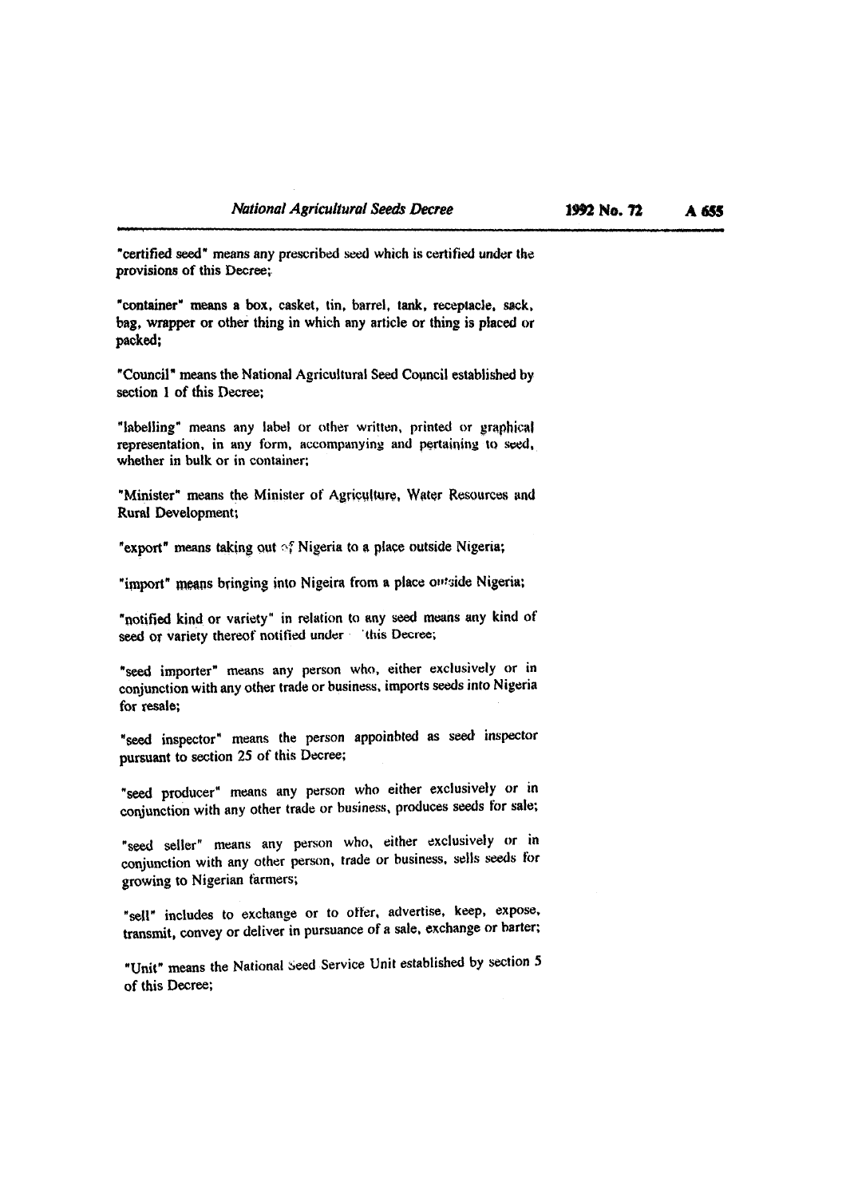"certified seed" means any prescribed seed which is certified under the provisions of this Decree;

"container" means a box, casket, tin, barrel, tank, receptacle, sack, bag, wrapper or other thing in which any article or thing is placed or packed;

"Council" means the National Agricultural Seed Council established by section 1 of this Decree;

"labelling" means any label or other written, printed or graphical representation, in any form, accompanying and pertaining to seed, whether in bulk or in container;

"Minister" means the Minister of Agriculture, Water Resources and Rural Development;

"export" means taking out of Nigeria to a place outside Nigeria;

"import" means bringing into Nigeira from a place outside Nigeria;

"notified kind or variety" in relation to any seed means any kind of seed or variety thereof notified under this Decree;

"seed importer" means any person who, either exclusively or in conjunction with any other trade or business, imports seeds into Nigeria for resale;

"seed inspector" means the person appoinbted as seed inspector pursuant to section 25 of this Decree;

"seed producer" means any person who either exclusively or in conjunction with any other trade or business, produces seeds for sale;

"seed seller" means any person who, either exclusively or in conjunction with any other person, trade or business, sells seeds for growing to Nigerian farmers;

"sell" includes to exchange or to offer, advertise, keep, expose, transmit, convey or deliver in pursuance of a sale, exchange or barter;

"Unit" means the National Seed Service Unit established by section 5 of this Decree;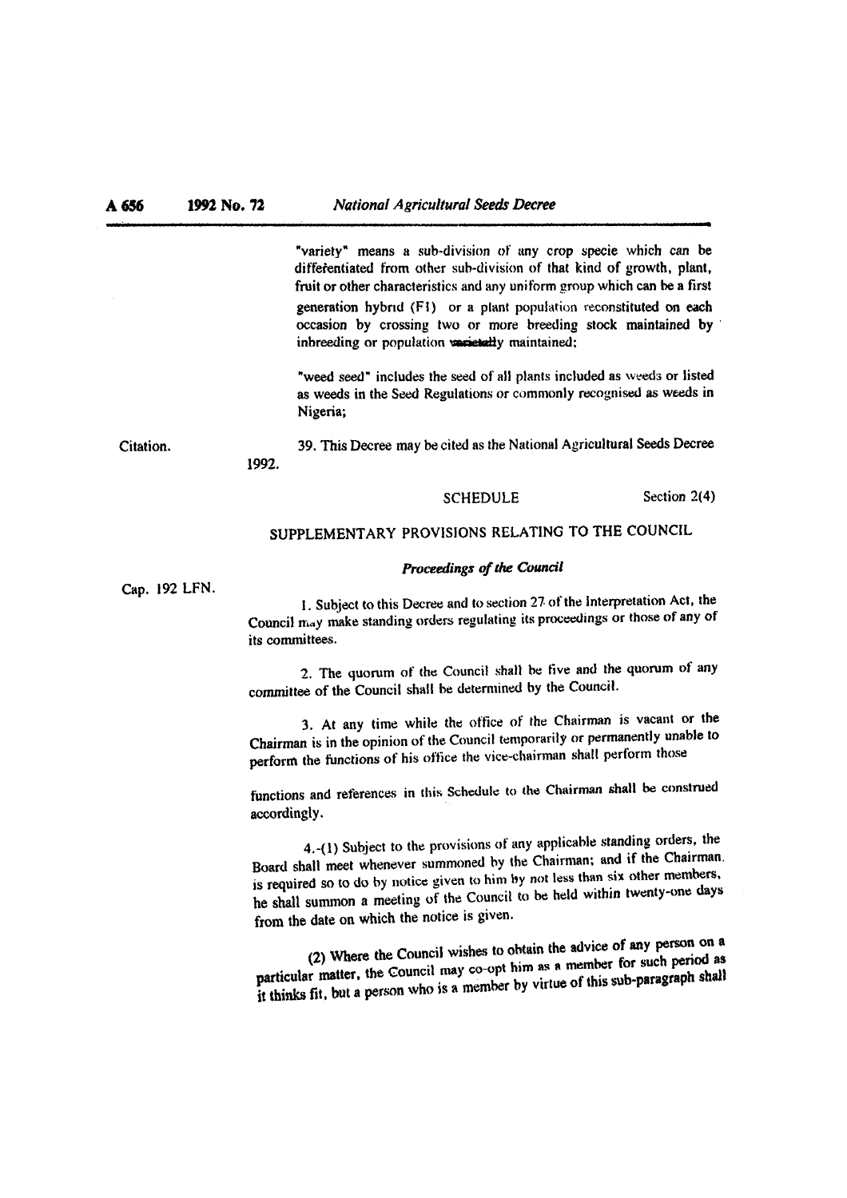"variety" means a sub-division of any crop specie which can be differentiated from other sub-division of that kind of growth, plant, fruit or other characteristics and any uniform group which can be a first generation hybrid (F1) or a plant population reconstituted on each occasion by crossing two or more breeding stock maintained by inbreeding or population varietally maintained;

"weed seed" includes the seed of all plants included as weeds or listed as weeds in the Seed Regulations or commonly recognised as weeds in Nigeria;

Citation.

39. This Decree may be cited as the National Agricultural Seeds Decree 1992.

## SCHEDULE

Section 2(4)

## SUPPLEMENTARY PROVISIONS RELATING TO THE COUNCIL

### *Proceedings of the Council*

Cap. 192 LFN.

1. Subject to this Decree and to section 27 of the Interpretation Act, the Council may make standing orders regulating its proceedings or those of any of its committees.

2. The quorum of the Council shall be five and the quorum of any committee of the Council shall be determined by the Council.

3. At any time while the office of the Chairman is vacant or the Chairman is in the opinion of the Council temporarily or permanently unable to perform the functions of his office the vice-chairman shall perform those functions and references in this Schedule to the Chairman shall be construed accordingly.

4.-(1) Subject to the provisions of any applicable standing orders, the Board shall meet whenever summoned by the Chairman; and if the Chairman is required so to do by notice given to him by not less than six other members, he shall summon a meeting of the Council to be held within twenty-one days from the date on which the notice is given.

(2) Where the Council wishes to obtain the advice of any person on a particular matter, the Council may co-opt him as a member for such period as it thinks fit, but a person who is a member by virtue of this sub-paragraph shall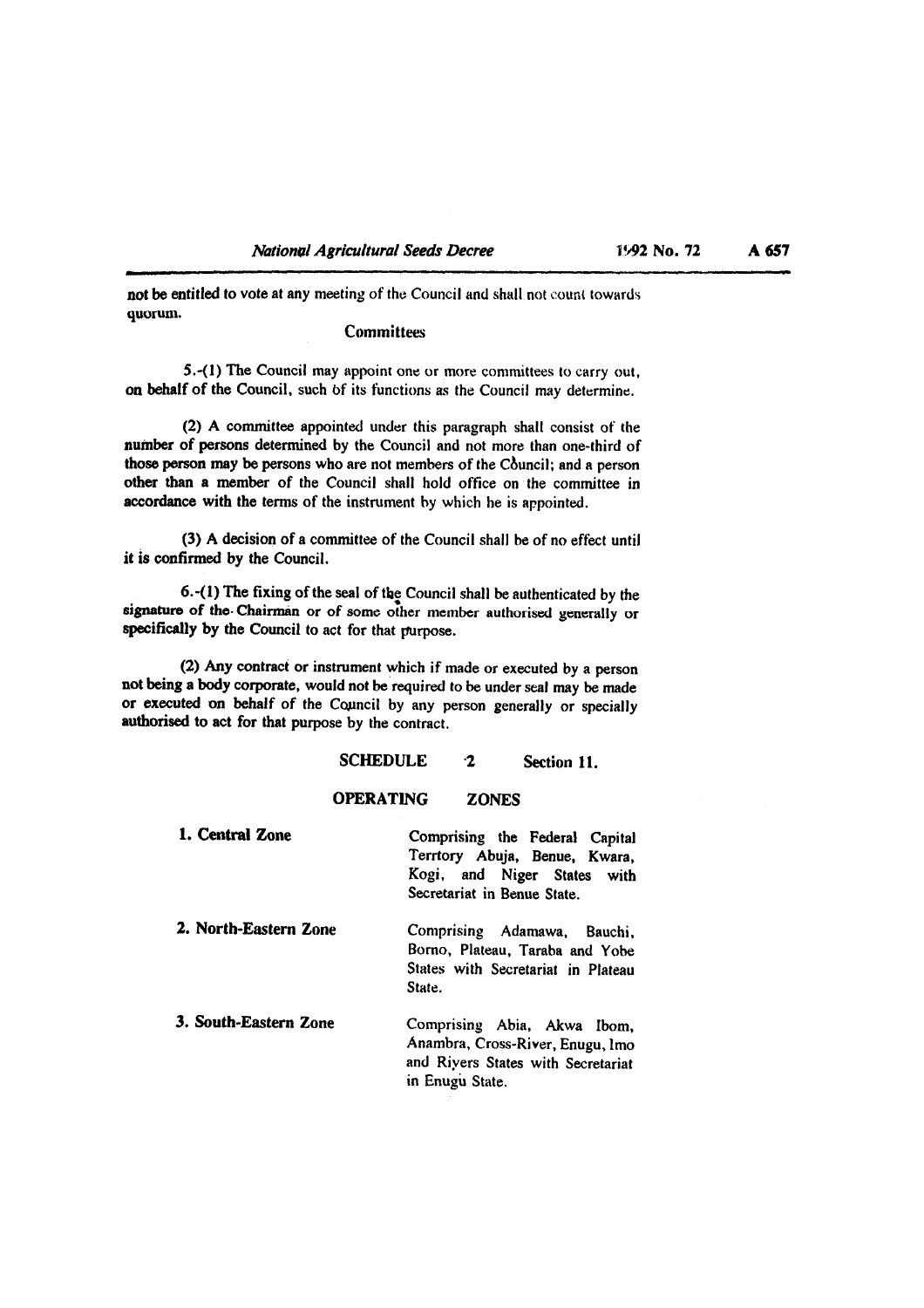not be entitled to vote at any meeting of the Council and shall not count towards quorum.

### Committees

5.-(1) The Council may appoint one or more committees to carry out, on behalf of the Council, such of its functions as the Council may determine.

(2) A committee appointed under this paragraph shall consist of the number of persons determined by the Council and not more than one-third of those person may be persons who are not members of the Council; and a person other than a member of the Council shall hold office on the committee in accordance with the terms of the instrument by which he is appointed.

(3) A decision of a committee of the Council shall be of no effect until it is confirmed by the Council.

6.-(1) The fixing of the seal of the Council shall be authenticated by the signature of the Chairman or of some other member authorised generally or specifically by the Council to act for that purpose.

(2) Any contract or instrument which if made or executed by a person not being a body corporate, would not be required to be under seal may be made or executed on behalf of the Council by any person generally or specially authorised to act for that purpose by the contract.

## SCHEDULE 2 Section 11.

### OPERATING ZONES

| | |
|---|---|
| **1. Central Zone** | Comprising the Federal Capital Terrtory Abuja, Benue, Kwara, Kogi, and Niger States with Secretariat in Benue State. |
| **2. North-Eastern Zone** | Comprising Adamawa, Bauchi, Borno, Plateau, Taraba and Yobe States with Secretariat in Plateau State. |
| **3. South-Eastern Zone** | Comprising Abia, Akwa Ibom, Anambra, Cross-River, Enugu, Imo and Rivers States with Secretariat in Enugu State. |